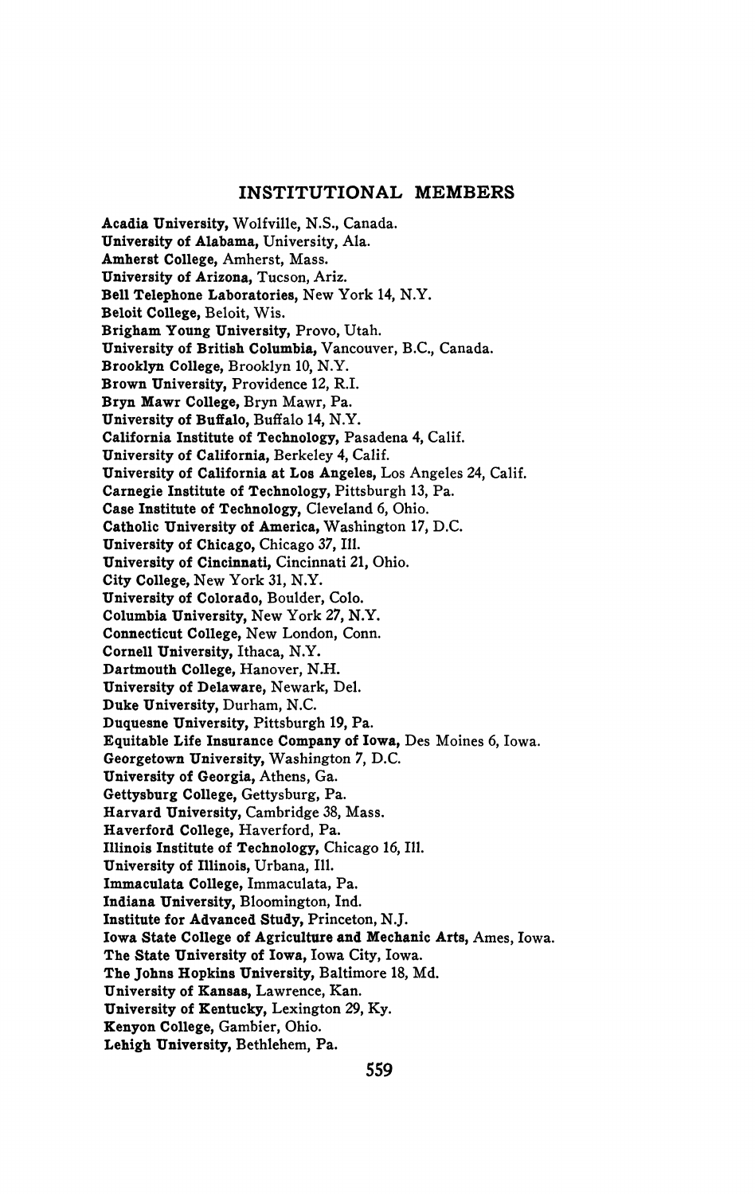## INSTITUTIONAL MEMBERS

**Acadia University,** Wolfville, N.S., Canada.
**University of Alabama,** University, Ala.
**Amherst College,** Amherst, Mass.
**University of Arizona,** Tucson, Ariz.
**Bell Telephone Laboratories,** New York 14, N.Y.
**Beloit College,** Beloit, Wis.
**Brigham Young University,** Provo, Utah.
**University of British Columbia,** Vancouver, B.C., Canada.
**Brooklyn College,** Brooklyn 10, N.Y.
**Brown University,** Providence 12, R.I.
**Bryn Mawr College,** Bryn Mawr, Pa.
**University of Buffalo,** Buffalo 14, N.Y.
**California Institute of Technology,** Pasadena 4, Calif.
**University of California,** Berkeley 4, Calif.
**University of California at Los Angeles,** Los Angeles 24, Calif.
**Carnegie Institute of Technology,** Pittsburgh 13, Pa.
**Case Institute of Technology,** Cleveland 6, Ohio.
**Catholic University of America,** Washington 17, D.C.
**University of Chicago,** Chicago 37, Ill.
**University of Cincinnati,** Cincinnati 21, Ohio.
**City College,** New York 31, N.Y.
**University of Colorado,** Boulder, Colo.
**Columbia University,** New York 27, N.Y.
**Connecticut College,** New London, Conn.
**Cornell University,** Ithaca, N.Y.
**Dartmouth College,** Hanover, N.H.
**University of Delaware,** Newark, Del.
**Duke University,** Durham, N.C.
**Duquesne University,** Pittsburgh 19, Pa.
**Equitable Life Insurance Company of Iowa,** Des Moines 6, Iowa.
**Georgetown University,** Washington 7, D.C.
**University of Georgia,** Athens, Ga.
**Gettysburg College,** Gettysburg, Pa.
**Harvard University,** Cambridge 38, Mass.
**Haverford College,** Haverford, Pa.
**Illinois Institute of Technology,** Chicago 16, Ill.
**University of Illinois,** Urbana, Ill.
**Immaculata College,** Immaculata, Pa.
**Indiana University,** Bloomington, Ind.
**Institute for Advanced Study,** Princeton, N.J.
**Iowa State College of Agriculture and Mechanic Arts,** Ames, Iowa.
**The State University of Iowa,** Iowa City, Iowa.
**The Johns Hopkins University,** Baltimore 18, Md.
**University of Kansas,** Lawrence, Kan.
**University of Kentucky,** Lexington 29, Ky.
**Kenyon College,** Gambier, Ohio.
**Lehigh University,** Bethlehem, Pa.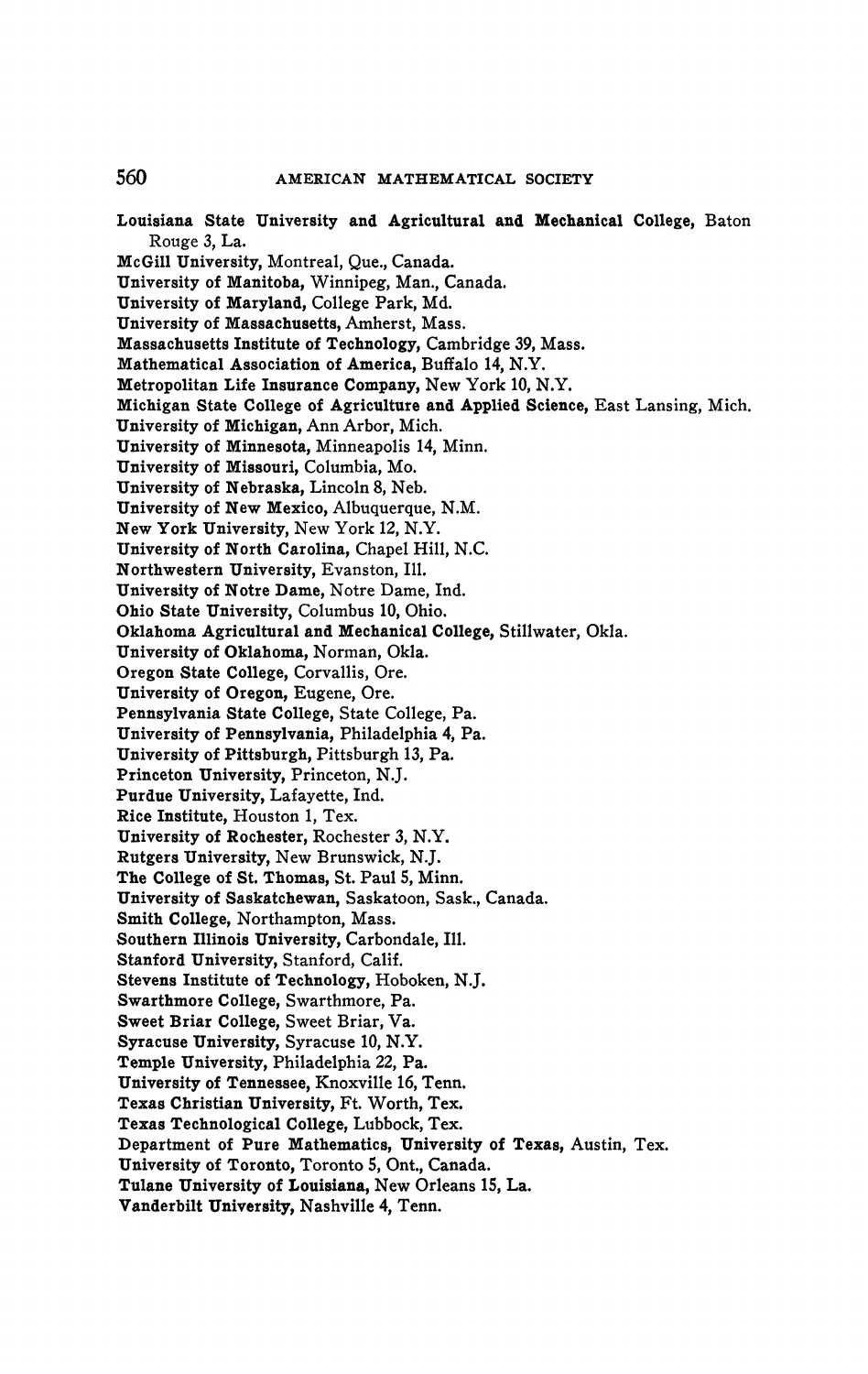**Louisiana State University and Agricultural and Mechanical College,** Baton Rouge 3, La.

**McGill University,** Montreal, Que., Canada.

**University of Manitoba,** Winnipeg, Man., Canada.

**University of Maryland,** College Park, Md.

**University of Massachusetts,** Amherst, Mass.

**Massachusetts Institute of Technology,** Cambridge 39, Mass.

**Mathematical Association of America,** Buffalo 14, N.Y.

**Metropolitan Life Insurance Company,** New York 10, N.Y.

**Michigan State College of Agriculture and Applied Science,** East Lansing, Mich.

**University of Michigan,** Ann Arbor, Mich.

**University of Minnesota,** Minneapolis 14, Minn.

**University of Missouri,** Columbia, Mo.

**University of Nebraska,** Lincoln 8, Neb.

**University of New Mexico,** Albuquerque, N.M.

**New York University,** New York 12, N.Y.

**University of North Carolina,** Chapel Hill, N.C.

**Northwestern University,** Evanston, Ill.

**University of Notre Dame,** Notre Dame, Ind.

**Ohio State University,** Columbus 10, Ohio.

**Oklahoma Agricultural and Mechanical College,** Stillwater, Okla.

**University of Oklahoma,** Norman, Okla.

**Oregon State College,** Corvallis, Ore.

**University of Oregon,** Eugene, Ore.

**Pennsylvania State College,** State College, Pa.

**University of Pennsylvania,** Philadelphia 4, Pa.

**University of Pittsburgh,** Pittsburgh 13, Pa.

**Princeton University,** Princeton, N.J.

**Purdue University,** Lafayette, Ind.

**Rice Institute,** Houston 1, Tex.

**University of Rochester,** Rochester 3, N.Y.

**Rutgers University,** New Brunswick, N.J.

**The College of St. Thomas,** St. Paul 5, Minn.

**University of Saskatchewan,** Saskatoon, Sask., Canada.

**Smith College,** Northampton, Mass.

**Southern Illinois University,** Carbondale, Ill.

**Stanford University,** Stanford, Calif.

**Stevens Institute of Technology,** Hoboken, N.J.

**Swarthmore College,** Swarthmore, Pa.

**Sweet Briar College,** Sweet Briar, Va.

**Syracuse University,** Syracuse 10, N.Y.

**Temple University,** Philadelphia 22, Pa.

**University of Tennessee,** Knoxville 16, Tenn.

**Texas Christian University,** Ft. Worth, Tex.

**Texas Technological College,** Lubbock, Tex.

**Department of Pure Mathematics, University of Texas,** Austin, Tex.

**University of Toronto,** Toronto 5, Ont., Canada.

**Tulane University of Louisiana,** New Orleans 15, La.

**Vanderbilt University,** Nashville 4, Tenn.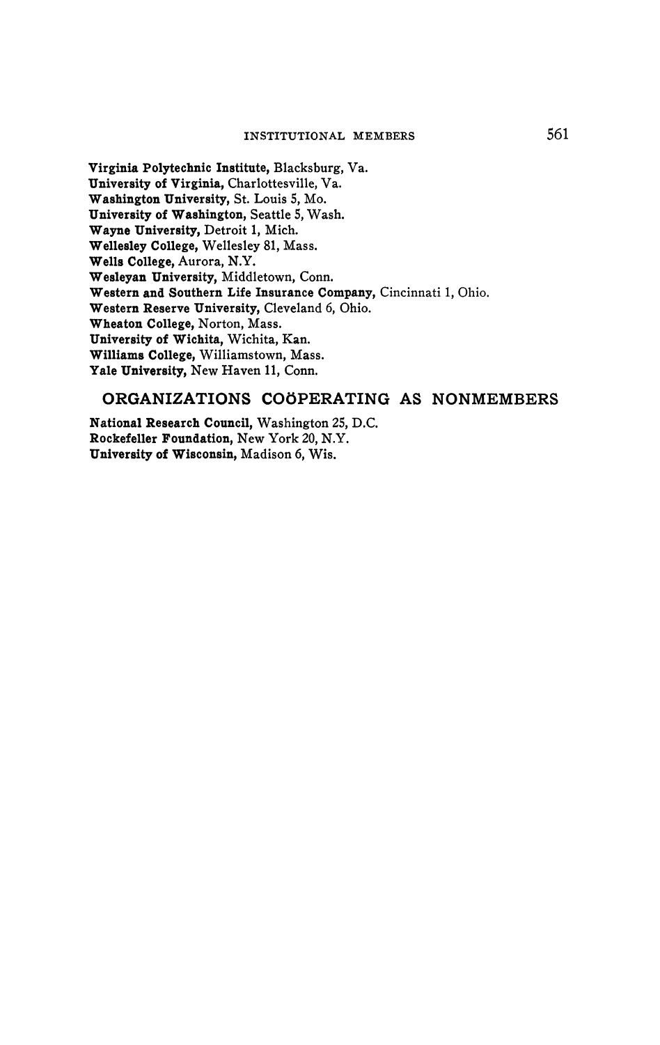**Virginia Polytechnic Institute,** Blacksburg, Va.
**University of Virginia,** Charlottesville, Va.
**Washington University,** St. Louis 5, Mo.
**University of Washington,** Seattle 5, Wash.
**Wayne University,** Detroit 1, Mich.
**Wellesley College,** Wellesley 81, Mass.
**Wells College,** Aurora, N.Y.
**Wesleyan University,** Middletown, Conn.
**Western and Southern Life Insurance Company,** Cincinnati 1, Ohio.
**Western Reserve University,** Cleveland 6, Ohio.
**Wheaton College,** Norton, Mass.
**University of Wichita,** Wichita, Kan.
**Williams College,** Williamstown, Mass.
**Yale University,** New Haven 11, Conn.

## ORGANIZATIONS COÖPERATING AS NONMEMBERS

**National Research Council,** Washington 25, D.C.
**Rockefeller Foundation,** New York 20, N.Y.
**University of Wisconsin,** Madison 6, Wis.